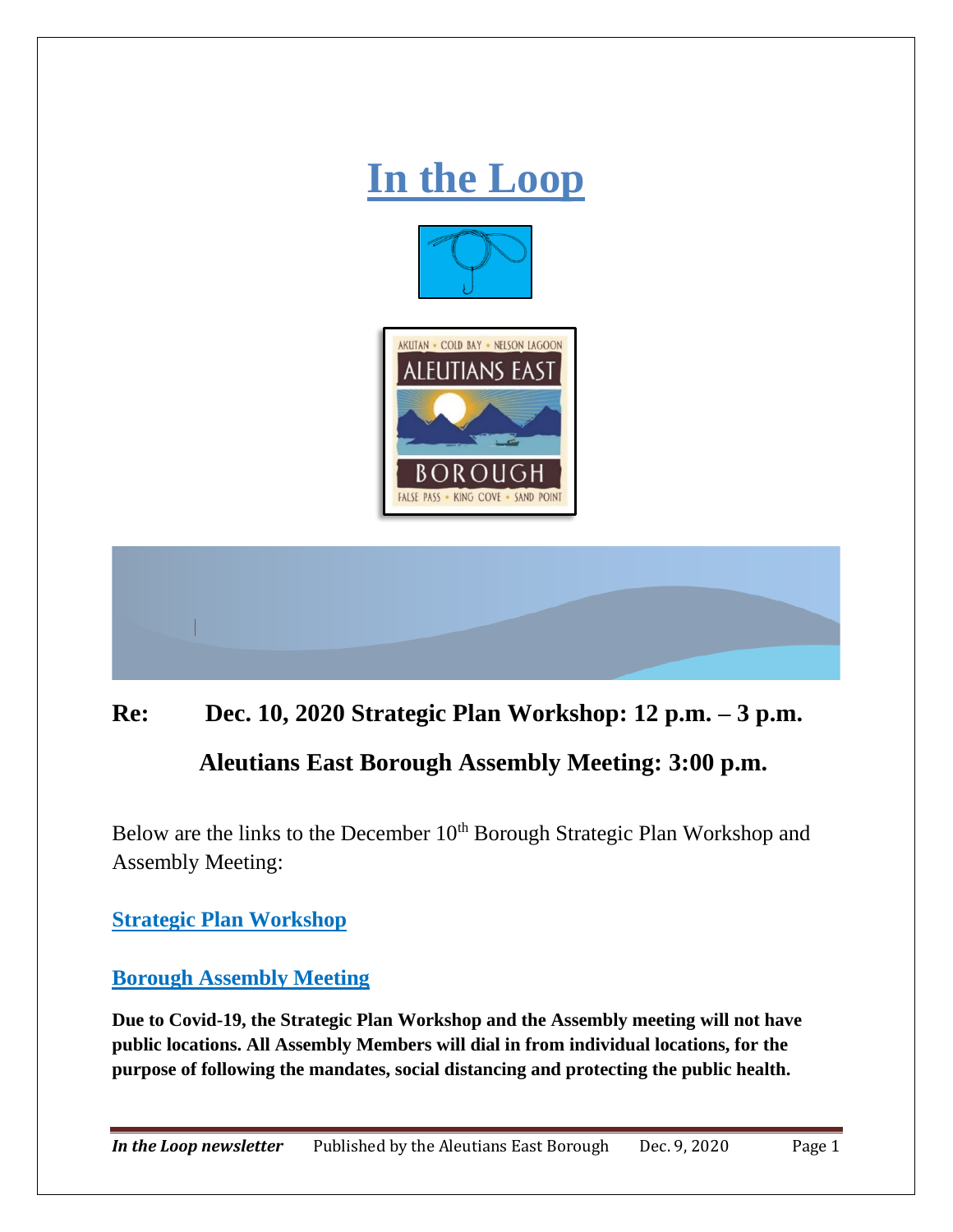# In the Loop

**Re: Dec. 10, 2020 Strategic Plan Workshop: 12 p.m. – 3 p.m.**

**Aleutians East Borough Assembly Meeting: 3:00 p.m.**

Below are the links to the December 10th Borough Strategic Plan Workshop and Assembly Meeting:

**Strategic Plan Workshop**

**Borough Assembly Meeting**

**Due to Covid-19, the Strategic Plan Workshop and the Assembly meeting will not have public locations. All Assembly Members will dial in from individual locations, for the purpose of following the mandates, social distancing and protecting the public health.**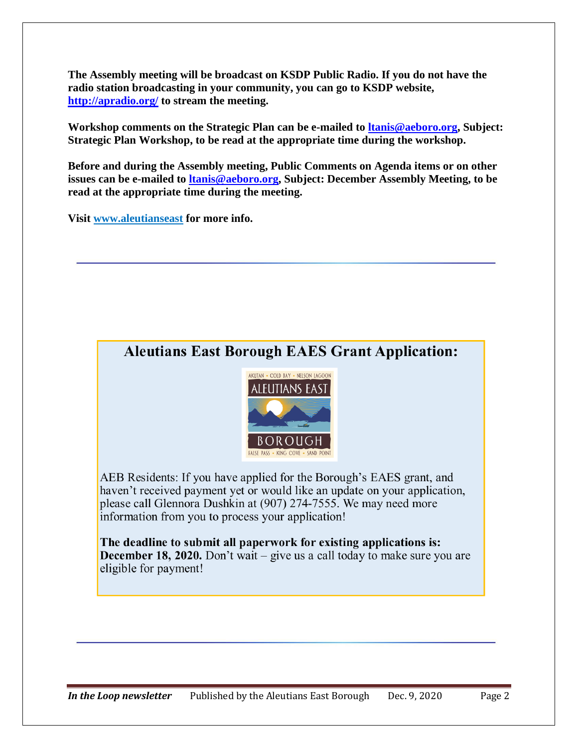**The Assembly meeting will be broadcast on KSDP Public Radio. If you do not have the radio station broadcasting in your community, you can go to KSDP website, http://apradio.org/ to stream the meeting.**

**Workshop comments on the Strategic Plan can be e-mailed to ltanis@aeboro.org, Subject: Strategic Plan Workshop, to be read at the appropriate time during the workshop.**

**Before and during the Assembly meeting, Public Comments on Agenda items or on other issues can be e-mailed to ltanis@aeboro.org, Subject: December Assembly Meeting, to be read at the appropriate time during the meeting.**

**Visit www.aleutianseast for more info.**

---

## Aleutians East Borough EAES Grant Application:

AEB Residents: If you have applied for the Borough's EAES grant, and haven't received payment yet or would like an update on your application, please call Glennora Dushkin at (907) 274-7555. We may need more information from you to process your application!

**The deadline to submit all paperwork for existing applications is: December 18, 2020.** Don't wait – give us a call today to make sure you are eligible for payment!

---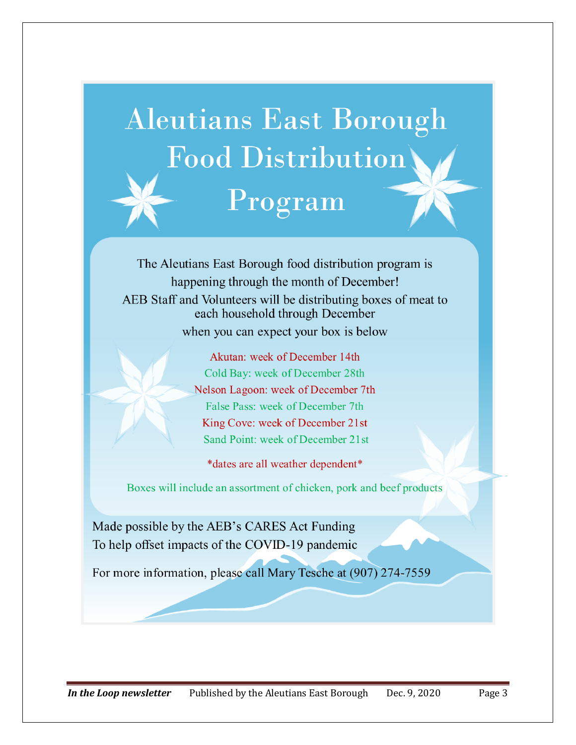# Aleutians East Borough Food Distribution Program

The Aleutians East Borough food distribution program is happening through the month of December!

AEB Staff and Volunteers will be distributing boxes of meat to each household through December

when you can expect your box is below

Akutan: week of December 14th

Cold Bay: week of December 28th

Nelson Lagoon: week of December 7th

False Pass: week of December 7th

King Cove: week of December 21st

Sand Point: week of December 21st

*dates are all weather dependent*

Boxes will include an assortment of chicken, pork and beef products

Made possible by the AEB's CARES Act Funding
To help offset impacts of the COVID-19 pandemic

For more information, please call Mary Tesche at (907) 274-7559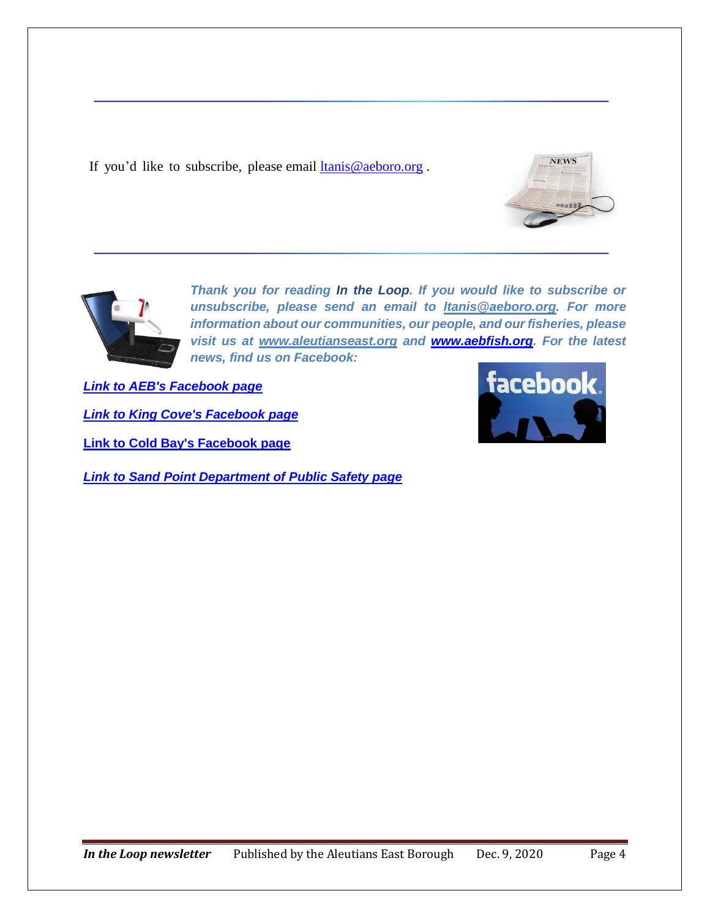If you'd like to subscribe, please email ltanis@aeboro.org .

***Thank you for reading In the Loop. If you would like to subscribe or unsubscribe, please send an email to ltanis@aeboro.org. For more information about our communities, our people, and our fisheries, please visit us at www.aleutianseast.org and www.aebfish.org. For the latest news, find us on Facebook:***

***Link to AEB's Facebook page***

***Link to King Cove's Facebook page***

**Link to Cold Bay's Facebook page**

***Link to Sand Point Department of Public Safety page***